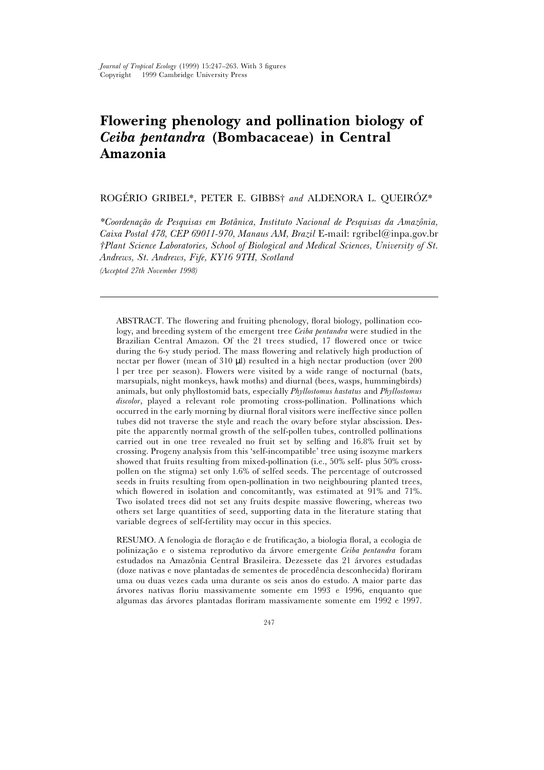*Journal of Tropical Ecology* (1999) 15:247–263. With 3 figures
Copyright 1999 Cambridge University Press

# Flowering phenology and pollination biology of *Ceiba pentandra* (Bombacaceae) in Central Amazonia

ROGÉRIO GRIBEL*, PETER E. GIBBS† *and* ALDENORA L. QUEIRÓZ*

**Coordenação de Pesquisas em Botânica, Instituto Nacional de Pesquisas da Amazônia, Caixa Postal 478, CEP 69011-970, Manaus AM, Brazil* E-mail: rgribel@inpa.gov.br
*†Plant Science Laboratories, School of Biological and Medical Sciences, University of St. Andrews, St. Andrews, Fife, KY16 9TH, Scotland*
*(Accepted 27th November 1998)*

---

ABSTRACT. The flowering and fruiting phenology, floral biology, pollination ecology, and breeding system of the emergent tree *Ceiba pentandra* were studied in the Brazilian Central Amazon. Of the 21 trees studied, 17 flowered once or twice during the 6-y study period. The mass flowering and relatively high production of nectar per flower (mean of 310 μl) resulted in a high nectar production (over 200 l per tree per season). Flowers were visited by a wide range of nocturnal (bats, marsupials, night monkeys, hawk moths) and diurnal (bees, wasps, hummingbirds) animals, but only phyllostomid bats, especially *Phyllostomus hastatus* and *Phyllostomus discolor*, played a relevant role promoting cross-pollination. Pollinations which occurred in the early morning by diurnal floral visitors were ineffective since pollen tubes did not traverse the style and reach the ovary before stylar abscission. Despite the apparently normal growth of the self-pollen tubes, controlled pollinations carried out in one tree revealed no fruit set by selfing and 16.8% fruit set by crossing. Progeny analysis from this 'self-incompatible' tree using isozyme markers showed that fruits resulting from mixed-pollination (i.e., 50% self- plus 50% cross-pollen on the stigma) set only 1.6% of selfed seeds. The percentage of outcrossed seeds in fruits resulting from open-pollination in two neighbouring planted trees, which flowered in isolation and concomitantly, was estimated at 91% and 71%. Two isolated trees did not set any fruits despite massive flowering, whereas two others set large quantities of seed, supporting data in the literature stating that variable degrees of self-fertility may occur in this species.

RESUMO. A fenologia de floração e de frutificação, a biologia floral, a ecologia de polinização e o sistema reprodutivo da árvore emergente *Ceiba pentandra* foram estudados na Amazônia Central Brasileira. Dezessete das 21 árvores estudadas (doze nativas e nove plantadas de sementes de procedência desconhecida) floriram uma ou duas vezes cada uma durante os seis anos do estudo. A maior parte das árvores nativas floriu massivamente somente em 1993 e 1996, enquanto que algumas das árvores plantadas floriram massivamente somente em 1992 e 1997.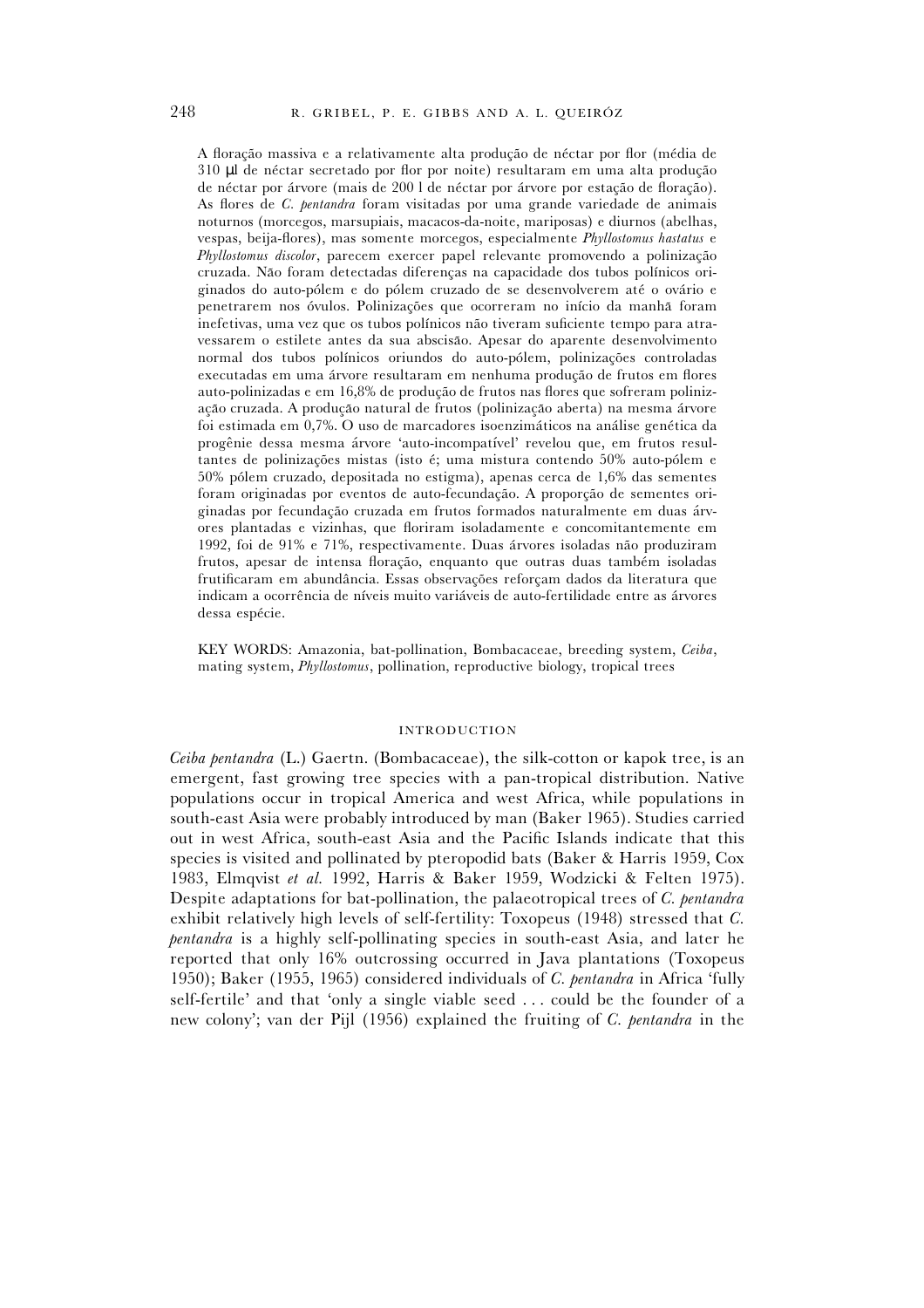A floração massiva e a relativamente alta produção de néctar por flor (média de 310 μl de néctar secretado por flor por noite) resultaram em uma alta produção de néctar por árvore (mais de 200 l de néctar por árvore por estação de floração). As flores de *C. pentandra* foram visitadas por uma grande variedade de animais noturnos (morcegos, marsupiais, macacos-da-noite, mariposas) e diurnos (abelhas, vespas, beija-flores), mas somente morcegos, especialmente *Phyllostomus hastatus* e *Phyllostomus discolor*, parecem exercer papel relevante promovendo a polinização cruzada. Não foram detectadas diferenças na capacidade dos tubos polínicos originados do auto-pólem e do pólem cruzado de se desenvolverem até o ovário e penetrarem nos óvulos. Polinizações que ocorreram no início da manhã foram inefetivas, uma vez que os tubos polínicos não tiveram suficiente tempo para atravessarem o estilete antes da sua abscisão. Apesar do aparente desenvolvimento normal dos tubos polínicos oriundos do auto-pólem, polinizações controladas executadas em uma árvore resultaram em nenhuma produção de frutos em flores auto-polinizadas e em 16,8% de produção de frutos nas flores que sofreram polinização cruzada. A produção natural de frutos (polinização aberta) na mesma árvore foi estimada em 0,7%. O uso de marcadores isoenzimáticos na análise genética da progênie dessa mesma árvore 'auto-incompatível' revelou que, em frutos resultantes de polinizações mistas (isto é; uma mistura contendo 50% auto-pólem e 50% pólem cruzado, depositada no estigma), apenas cerca de 1,6% das sementes foram originadas por eventos de auto-fecundação. A proporção de sementes originadas por fecundação cruzada em frutos formados naturalmente em duas árvores plantadas e vizinhas, que floriram isoladamente e concomitantemente em 1992, foi de 91% e 71%, respectivamente. Duas árvores isoladas não produziram frutos, apesar de intensa floração, enquanto que outras duas também isoladas frutificaram em abundância. Essas observações reforçam dados da literatura que indicam a ocorrência de níveis muito variáveis de auto-fertilidade entre as árvores dessa espécie.

KEY WORDS: Amazonia, bat-pollination, Bombacaceae, breeding system, *Ceiba*, mating system, *Phyllostomus*, pollination, reproductive biology, tropical trees

## INTRODUCTION

*Ceiba pentandra* (L.) Gaertn. (Bombacaceae), the silk-cotton or kapok tree, is an emergent, fast growing tree species with a pan-tropical distribution. Native populations occur in tropical America and west Africa, while populations in south-east Asia were probably introduced by man (Baker 1965). Studies carried out in west Africa, south-east Asia and the Pacific Islands indicate that this species is visited and pollinated by pteropodid bats (Baker & Harris 1959, Cox 1983, Elmqvist *et al.* 1992, Harris & Baker 1959, Wodzicki & Felten 1975). Despite adaptations for bat-pollination, the palaeotropical trees of *C. pentandra* exhibit relatively high levels of self-fertility: Toxopeus (1948) stressed that *C. pentandra* is a highly self-pollinating species in south-east Asia, and later he reported that only 16% outcrossing occurred in Java plantations (Toxopeus 1950); Baker (1955, 1965) considered individuals of *C. pentandra* in Africa 'fully self-fertile' and that 'only a single viable seed . . . could be the founder of a new colony'; van der Pijl (1956) explained the fruiting of *C. pentandra* in the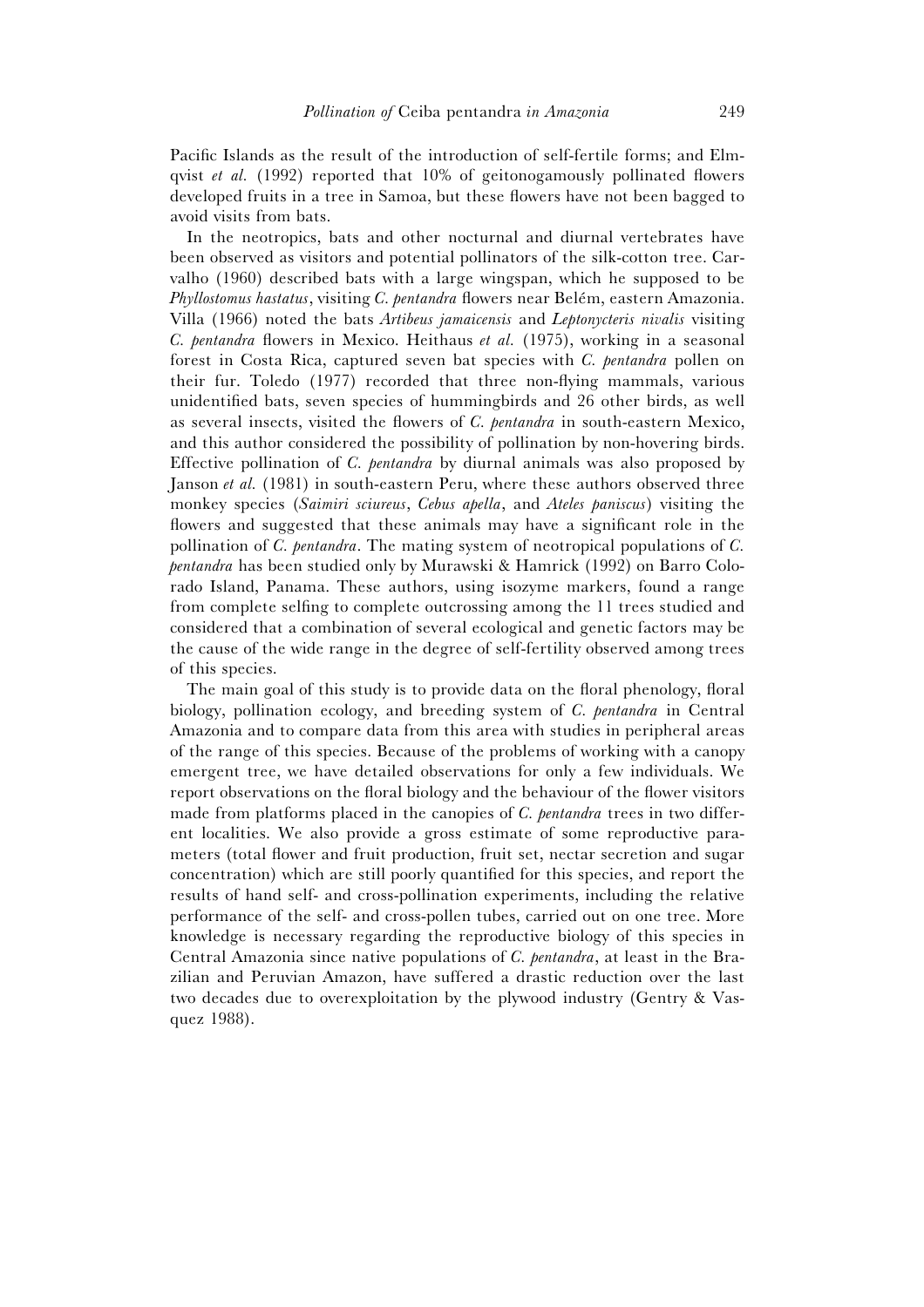Pacific Islands as the result of the introduction of self-fertile forms; and Elmqvist *et al.* (1992) reported that 10% of geitonogamously pollinated flowers developed fruits in a tree in Samoa, but these flowers have not been bagged to avoid visits from bats.

In the neotropics, bats and other nocturnal and diurnal vertebrates have been observed as visitors and potential pollinators of the silk-cotton tree. Carvalho (1960) described bats with a large wingspan, which he supposed to be *Phyllostomus hastatus*, visiting *C. pentandra* flowers near Belém, eastern Amazonia. Villa (1966) noted the bats *Artibeus jamaicensis* and *Leptonycteris nivalis* visiting *C. pentandra* flowers in Mexico. Heithaus *et al.* (1975), working in a seasonal forest in Costa Rica, captured seven bat species with *C. pentandra* pollen on their fur. Toledo (1977) recorded that three non-flying mammals, various unidentified bats, seven species of hummingbirds and 26 other birds, as well as several insects, visited the flowers of *C. pentandra* in south-eastern Mexico, and this author considered the possibility of pollination by non-hovering birds. Effective pollination of *C. pentandra* by diurnal animals was also proposed by Janson *et al.* (1981) in south-eastern Peru, where these authors observed three monkey species (*Saimiri sciureus*, *Cebus apella*, and *Ateles paniscus*) visiting the flowers and suggested that these animals may have a significant role in the pollination of *C. pentandra*. The mating system of neotropical populations of *C. pentandra* has been studied only by Murawski & Hamrick (1992) on Barro Colorado Island, Panama. These authors, using isozyme markers, found a range from complete selfing to complete outcrossing among the 11 trees studied and considered that a combination of several ecological and genetic factors may be the cause of the wide range in the degree of self-fertility observed among trees of this species.

The main goal of this study is to provide data on the floral phenology, floral biology, pollination ecology, and breeding system of *C. pentandra* in Central Amazonia and to compare data from this area with studies in peripheral areas of the range of this species. Because of the problems of working with a canopy emergent tree, we have detailed observations for only a few individuals. We report observations on the floral biology and the behaviour of the flower visitors made from platforms placed in the canopies of *C. pentandra* trees in two different localities. We also provide a gross estimate of some reproductive parameters (total flower and fruit production, fruit set, nectar secretion and sugar concentration) which are still poorly quantified for this species, and report the results of hand self- and cross-pollination experiments, including the relative performance of the self- and cross-pollen tubes, carried out on one tree. More knowledge is necessary regarding the reproductive biology of this species in Central Amazonia since native populations of *C. pentandra*, at least in the Brazilian and Peruvian Amazon, have suffered a drastic reduction over the last two decades due to overexploitation by the plywood industry (Gentry & Vasquez 1988).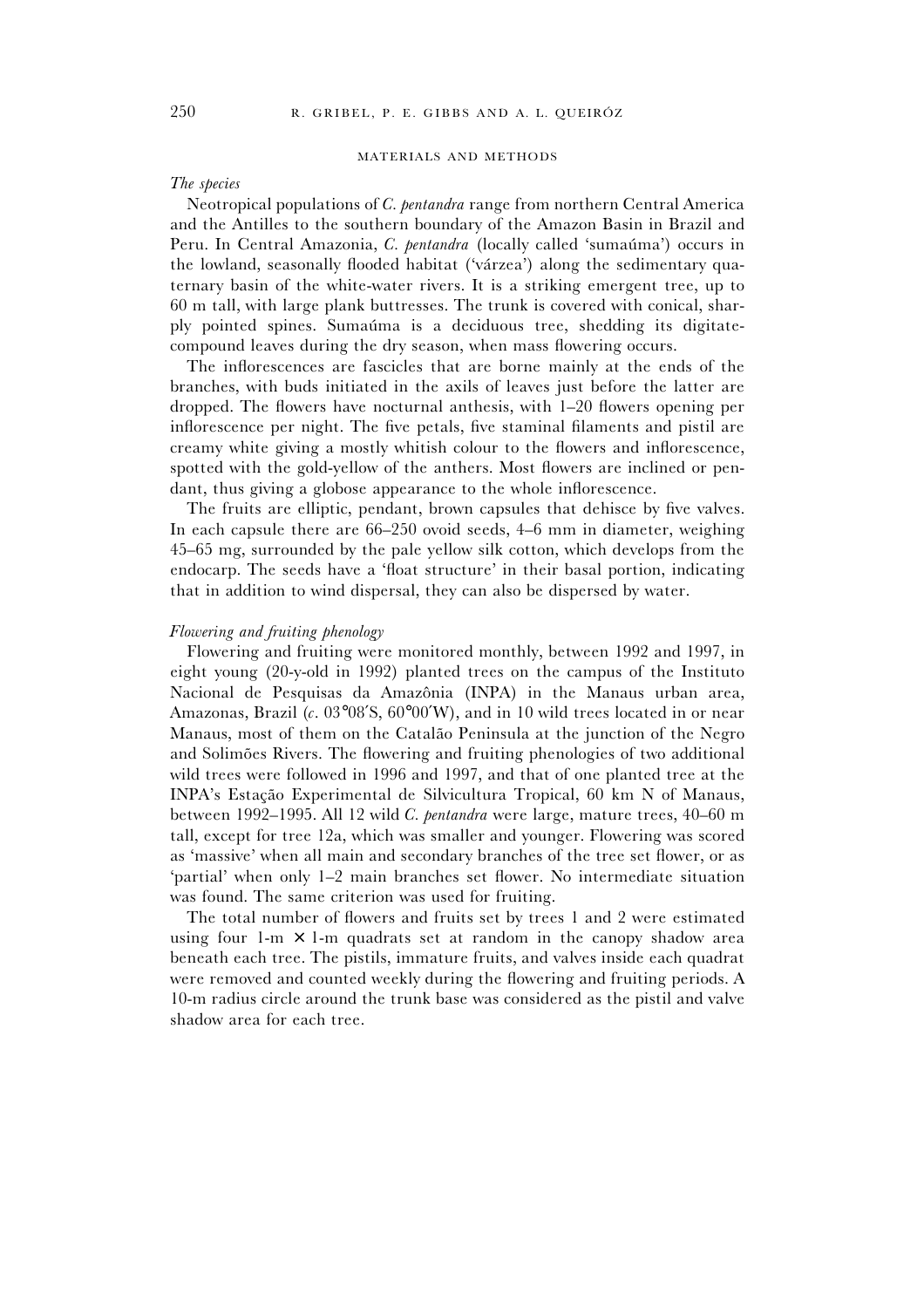## MATERIALS AND METHODS

### *The species*

Neotropical populations of *C. pentandra* range from northern Central America and the Antilles to the southern boundary of the Amazon Basin in Brazil and Peru. In Central Amazonia, *C. pentandra* (locally called 'sumaúma') occurs in the lowland, seasonally flooded habitat ('várzea') along the sedimentary quaternary basin of the white-water rivers. It is a striking emergent tree, up to 60 m tall, with large plank buttresses. The trunk is covered with conical, sharply pointed spines. Sumaúma is a deciduous tree, shedding its digitate-compound leaves during the dry season, when mass flowering occurs.

The inflorescences are fascicles that are borne mainly at the ends of the branches, with buds initiated in the axils of leaves just before the latter are dropped. The flowers have nocturnal anthesis, with 1–20 flowers opening per inflorescence per night. The five petals, five staminal filaments and pistil are creamy white giving a mostly whitish colour to the flowers and inflorescence, spotted with the gold-yellow of the anthers. Most flowers are inclined or pendant, thus giving a globose appearance to the whole inflorescence.

The fruits are elliptic, pendant, brown capsules that dehisce by five valves. In each capsule there are 66–250 ovoid seeds, 4–6 mm in diameter, weighing 45–65 mg, surrounded by the pale yellow silk cotton, which develops from the endocarp. The seeds have a 'float structure' in their basal portion, indicating that in addition to wind dispersal, they can also be dispersed by water.

### *Flowering and fruiting phenology*

Flowering and fruiting were monitored monthly, between 1992 and 1997, in eight young (20-y-old in 1992) planted trees on the campus of the Instituto Nacional de Pesquisas da Amazônia (INPA) in the Manaus urban area, Amazonas, Brazil (*c.* 03°08′S, 60°00′W), and in 10 wild trees located in or near Manaus, most of them on the Catalão Peninsula at the junction of the Negro and Solimões Rivers. The flowering and fruiting phenologies of two additional wild trees were followed in 1996 and 1997, and that of one planted tree at the INPA's Estação Experimental de Silvicultura Tropical, 60 km N of Manaus, between 1992–1995. All 12 wild *C. pentandra* were large, mature trees, 40–60 m tall, except for tree 12a, which was smaller and younger. Flowering was scored as 'massive' when all main and secondary branches of the tree set flower, or as 'partial' when only 1–2 main branches set flower. No intermediate situation was found. The same criterion was used for fruiting.

The total number of flowers and fruits set by trees 1 and 2 were estimated using four 1-m × 1-m quadrats set at random in the canopy shadow area beneath each tree. The pistils, immature fruits, and valves inside each quadrat were removed and counted weekly during the flowering and fruiting periods. A 10-m radius circle around the trunk base was considered as the pistil and valve shadow area for each tree.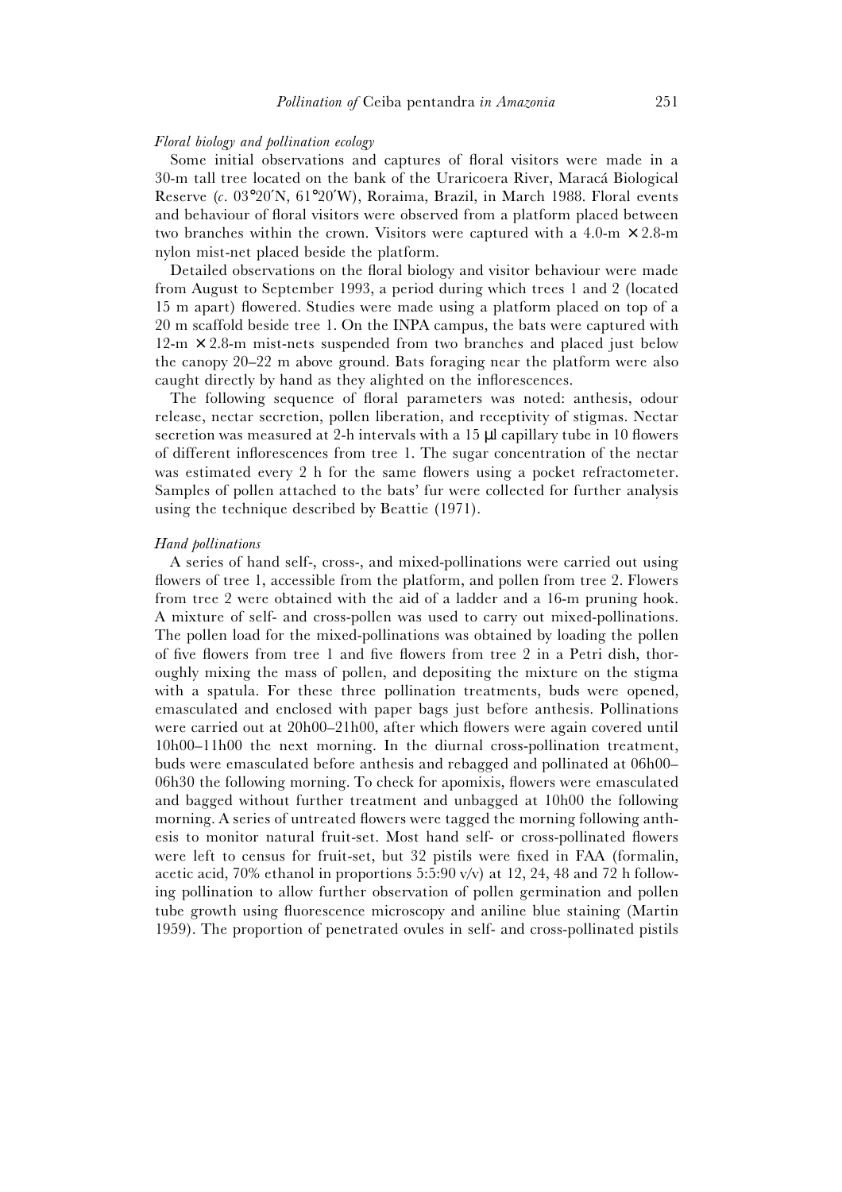*Floral biology and pollination ecology*

Some initial observations and captures of floral visitors were made in a 30-m tall tree located on the bank of the Uraricoera River, Maracá Biological Reserve (*c*. 03°20′N, 61°20′W), Roraima, Brazil, in March 1988. Floral events and behaviour of floral visitors were observed from a platform placed between two branches within the crown. Visitors were captured with a 4.0-m × 2.8-m nylon mist-net placed beside the platform.

Detailed observations on the floral biology and visitor behaviour were made from August to September 1993, a period during which trees 1 and 2 (located 15 m apart) flowered. Studies were made using a platform placed on top of a 20 m scaffold beside tree 1. On the INPA campus, the bats were captured with 12-m × 2.8-m mist-nets suspended from two branches and placed just below the canopy 20–22 m above ground. Bats foraging near the platform were also caught directly by hand as they alighted on the inflorescences.

The following sequence of floral parameters was noted: anthesis, odour release, nectar secretion, pollen liberation, and receptivity of stigmas. Nectar secretion was measured at 2-h intervals with a 15 μl capillary tube in 10 flowers of different inflorescences from tree 1. The sugar concentration of the nectar was estimated every 2 h for the same flowers using a pocket refractometer. Samples of pollen attached to the bats' fur were collected for further analysis using the technique described by Beattie (1971).

*Hand pollinations*

A series of hand self-, cross-, and mixed-pollinations were carried out using flowers of tree 1, accessible from the platform, and pollen from tree 2. Flowers from tree 2 were obtained with the aid of a ladder and a 16-m pruning hook. A mixture of self- and cross-pollen was used to carry out mixed-pollinations. The pollen load for the mixed-pollinations was obtained by loading the pollen of five flowers from tree 1 and five flowers from tree 2 in a Petri dish, thoroughly mixing the mass of pollen, and depositing the mixture on the stigma with a spatula. For these three pollination treatments, buds were opened, emasculated and enclosed with paper bags just before anthesis. Pollinations were carried out at 20h00–21h00, after which flowers were again covered until 10h00–11h00 the next morning. In the diurnal cross-pollination treatment, buds were emasculated before anthesis and rebagged and pollinated at 06h00–06h30 the following morning. To check for apomixis, flowers were emasculated and bagged without further treatment and unbagged at 10h00 the following morning. A series of untreated flowers were tagged the morning following anthesis to monitor natural fruit-set. Most hand self- or cross-pollinated flowers were left to census for fruit-set, but 32 pistils were fixed in FAA (formalin, acetic acid, 70% ethanol in proportions 5:5:90 v/v) at 12, 24, 48 and 72 h following pollination to allow further observation of pollen germination and pollen tube growth using fluorescence microscopy and aniline blue staining (Martin 1959). The proportion of penetrated ovules in self- and cross-pollinated pistils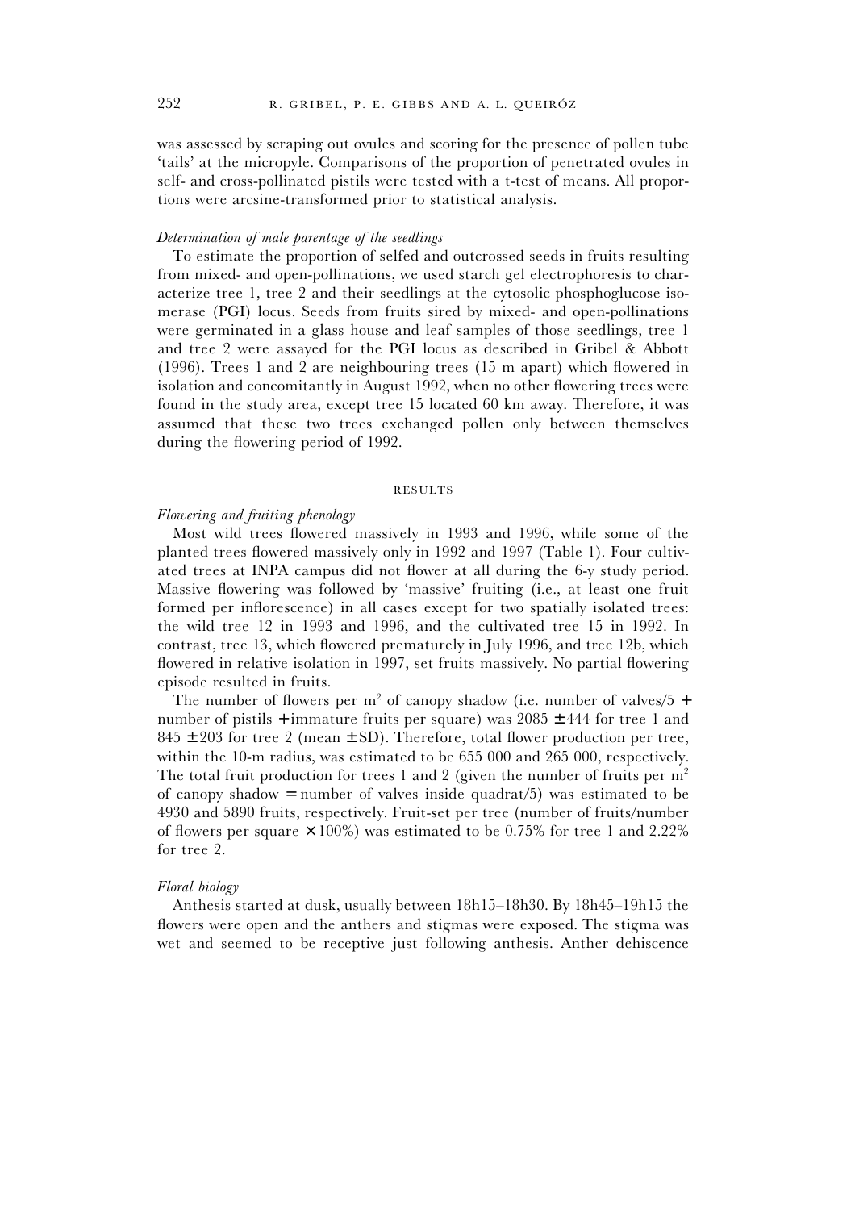was assessed by scraping out ovules and scoring for the presence of pollen tube 'tails' at the micropyle. Comparisons of the proportion of penetrated ovules in self- and cross-pollinated pistils were tested with a t-test of means. All proportions were arcsine-transformed prior to statistical analysis.

### *Determination of male parentage of the seedlings*

To estimate the proportion of selfed and outcrossed seeds in fruits resulting from mixed- and open-pollinations, we used starch gel electrophoresis to characterize tree 1, tree 2 and their seedlings at the cytosolic phosphoglucose isomerase (PGI) locus. Seeds from fruits sired by mixed- and open-pollinations were germinated in a glass house and leaf samples of those seedlings, tree 1 and tree 2 were assayed for the PGI locus as described in Gribel & Abbott (1996). Trees 1 and 2 are neighbouring trees (15 m apart) which flowered in isolation and concomitantly in August 1992, when no other flowering trees were found in the study area, except tree 15 located 60 km away. Therefore, it was assumed that these two trees exchanged pollen only between themselves during the flowering period of 1992.

## RESULTS

### *Flowering and fruiting phenology*

Most wild trees flowered massively in 1993 and 1996, while some of the planted trees flowered massively only in 1992 and 1997 (Table 1). Four cultivated trees at INPA campus did not flower at all during the 6-y study period. Massive flowering was followed by 'massive' fruiting (i.e., at least one fruit formed per inflorescence) in all cases except for two spatially isolated trees: the wild tree 12 in 1993 and 1996, and the cultivated tree 15 in 1992. In contrast, tree 13, which flowered prematurely in July 1996, and tree 12b, which flowered in relative isolation in 1997, set fruits massively. No partial flowering episode resulted in fruits.

The number of flowers per m$^2$ of canopy shadow (i.e. number of valves/5 + number of pistils + immature fruits per square) was 2085 ± 444 for tree 1 and 845 ± 203 for tree 2 (mean ± SD). Therefore, total flower production per tree, within the 10-m radius, was estimated to be 655 000 and 265 000, respectively. The total fruit production for trees 1 and 2 (given the number of fruits per m$^2$ of canopy shadow = number of valves inside quadrat/5) was estimated to be 4930 and 5890 fruits, respectively. Fruit-set per tree (number of fruits/number of flowers per square × 100%) was estimated to be 0.75% for tree 1 and 2.22% for tree 2.

### *Floral biology*

Anthesis started at dusk, usually between 18h15–18h30. By 18h45–19h15 the flowers were open and the anthers and stigmas were exposed. The stigma was wet and seemed to be receptive just following anthesis. Anther dehiscence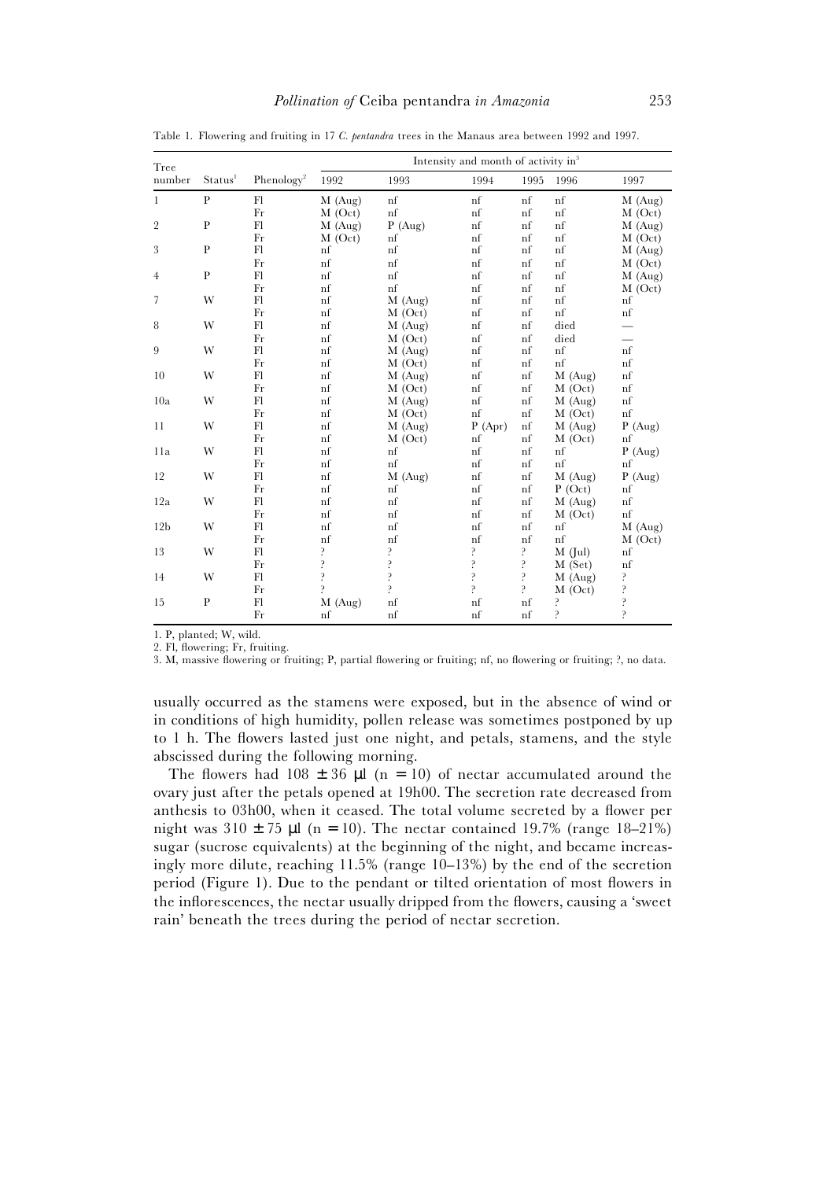Table 1. Flowering and fruiting in 17 *C. pentandra* trees in the Manaus area between 1992 and 1997.

| Tree number | Status[1] | Phenology[2] | Intensity and month of activity in[3] | | | | | |
|---|---|---|---|---|---|---|---|---|
| | | | 1992 | 1993 | 1994 | 1995 | 1996 | 1997 |
| 1 | P | Fl | M (Aug) | nf | nf | nf | nf | M (Aug) |
| | | Fr | M (Oct) | nf | nf | nf | nf | M (Oct) |
| 2 | P | Fl | M (Aug) | P (Aug) | nf | nf | nf | M (Aug) |
| | | Fr | M (Oct) | nf | nf | nf | nf | M (Oct) |
| 3 | P | Fl | nf | nf | nf | nf | nf | M (Aug) |
| | | Fr | nf | nf | nf | nf | nf | M (Oct) |
| 4 | P | Fl | nf | nf | nf | nf | nf | M (Aug) |
| | | Fr | nf | nf | nf | nf | nf | M (Oct) |
| 7 | W | Fl | nf | M (Aug) | nf | nf | nf | nf |
| | | Fr | nf | M (Oct) | nf | nf | nf | nf |
| 8 | W | Fl | nf | M (Aug) | nf | nf | died | — |
| | | Fr | nf | M (Oct) | nf | nf | died | — |
| 9 | W | Fl | nf | M (Aug) | nf | nf | nf | nf |
| | | Fr | nf | M (Oct) | nf | nf | nf | nf |
| 10 | W | Fl | nf | M (Aug) | nf | nf | M (Aug) | nf |
| | | Fr | nf | M (Oct) | nf | nf | M (Oct) | nf |
| 10a | W | Fl | nf | M (Aug) | nf | nf | M (Aug) | nf |
| | | Fr | nf | M (Oct) | nf | nf | M (Oct) | nf |
| 11 | W | Fl | nf | M (Aug) | P (Apr) | nf | M (Aug) | P (Aug) |
| | | Fr | nf | M (Oct) | nf | nf | M (Oct) | nf |
| 11a | W | Fl | nf | nf | nf | nf | nf | P (Aug) |
| | | Fr | nf | nf | nf | nf | nf | nf |
| 12 | W | Fl | nf | M (Aug) | nf | nf | M (Aug) | P (Aug) |
| | | Fr | nf | nf | nf | nf | P (Oct) | nf |
| 12a | W | Fl | nf | nf | nf | nf | M (Aug) | nf |
| | | Fr | nf | nf | nf | nf | M (Oct) | nf |
| 12b | W | Fl | nf | nf | nf | nf | nf | M (Aug) |
| | | Fr | nf | nf | nf | nf | nf | M (Oct) |
| 13 | W | Fl | ? | ? | ? | ? | M (Jul) | nf |
| | | Fr | ? | ? | ? | ? | M (Set) | nf |
| 14 | W | Fl | ? | ? | ? | ? | M (Aug) | ? |
| | | Fr | ? | ? | ? | ? | M (Oct) | ? |
| 15 | P | Fl | M (Aug) | nf | nf | nf | ? | ? |
| | | Fr | nf | nf | nf | nf | ? | ? |

1. P, planted; W, wild.
2. Fl, flowering; Fr, fruiting.
3. M, massive flowering or fruiting; P, partial flowering or fruiting; nf, no flowering or fruiting; ?, no data.

usually occurred as the stamens were exposed, but in the absence of wind or in conditions of high humidity, pollen release was sometimes postponed by up to 1 h. The flowers lasted just one night, and petals, stamens, and the style abscissed during the following morning.

The flowers had $108 \pm 36$ µl ($n = 10$) of nectar accumulated around the ovary just after the petals opened at 19h00. The secretion rate decreased from anthesis to 03h00, when it ceased. The total volume secreted by a flower per night was $310 \pm 75$ µl ($n = 10$). The nectar contained 19.7% (range 18–21%) sugar (sucrose equivalents) at the beginning of the night, and became increasingly more dilute, reaching 11.5% (range 10–13%) by the end of the secretion period (Figure 1). Due to the pendant or tilted orientation of most flowers in the inflorescences, the nectar usually dripped from the flowers, causing a 'sweet rain' beneath the trees during the period of nectar secretion.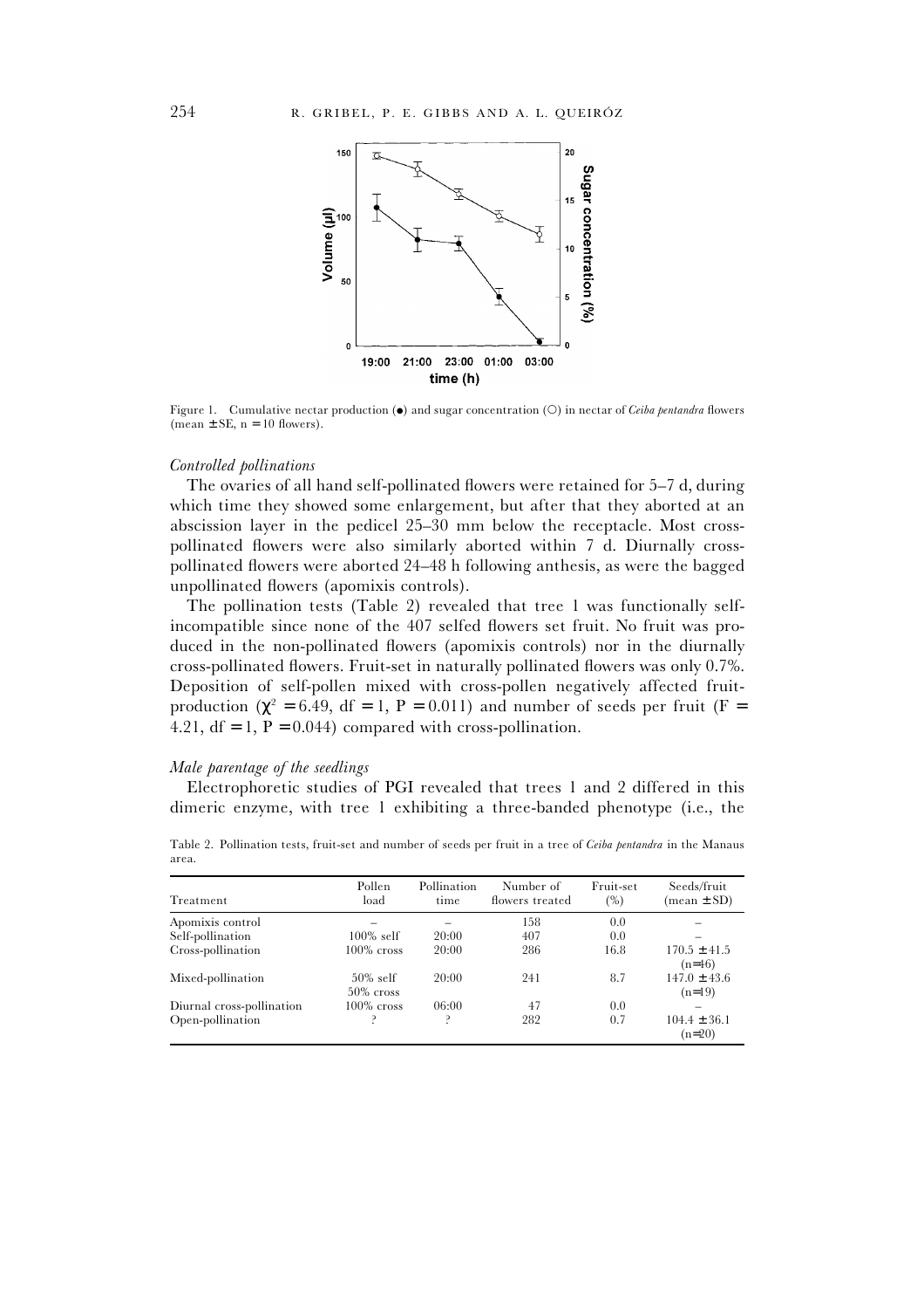Figure 1. Cumulative nectar production (●) and sugar concentration (○) in nectar of *Ceiba pentandra* flowers (mean ± SE, n = 10 flowers).

### *Controlled pollinations*

The ovaries of all hand self-pollinated flowers were retained for 5–7 d, during which time they showed some enlargement, but after that they aborted at an abscission layer in the pedicel 25–30 mm below the receptacle. Most cross-pollinated flowers were also similarly aborted within 7 d. Diurnally cross-pollinated flowers were aborted 24–48 h following anthesis, as were the bagged unpollinated flowers (apomixis controls).

The pollination tests (Table 2) revealed that tree 1 was functionally self-incompatible since none of the 407 selfed flowers set fruit. No fruit was produced in the non-pollinated flowers (apomixis controls) nor in the diurnally cross-pollinated flowers. Fruit-set in naturally pollinated flowers was only 0.7%. Deposition of self-pollen mixed with cross-pollen negatively affected fruit-production ($\chi^2 = 6.49$, df = 1, P = 0.011) and number of seeds per fruit (F = 4.21, df = 1, P = 0.044) compared with cross-pollination.

### *Male parentage of the seedlings*

Electrophoretic studies of PGI revealed that trees 1 and 2 differed in this dimeric enzyme, with tree 1 exhibiting a three-banded phenotype (i.e., the

Table 2. Pollination tests, fruit-set and number of seeds per fruit in a tree of *Ceiba pentandra* in the Manaus area.

| Treatment | Pollen load | Pollination time | Number of flowers treated | Fruit-set (%) | Seeds/fruit (mean ± SD) |
|---|---|---|---|---|---|
| Apomixis control | – | – | 158 | 0.0 | – |
| Self-pollination | 100% self | 20:00 | 407 | 0.0 | – |
| Cross-pollination | 100% cross | 20:00 | 286 | 16.8 | 170.5 ± 41.5 (n=46) |
| Mixed-pollination | 50% self 50% cross | 20:00 | 241 | 8.7 | 147.0 ± 43.6 (n=19) |
| Diurnal cross-pollination | 100% cross | 06:00 | 47 | 0.0 | – |
| Open-pollination | ? | ? | 282 | 0.7 | 104.4 ± 36.1 (n=20) |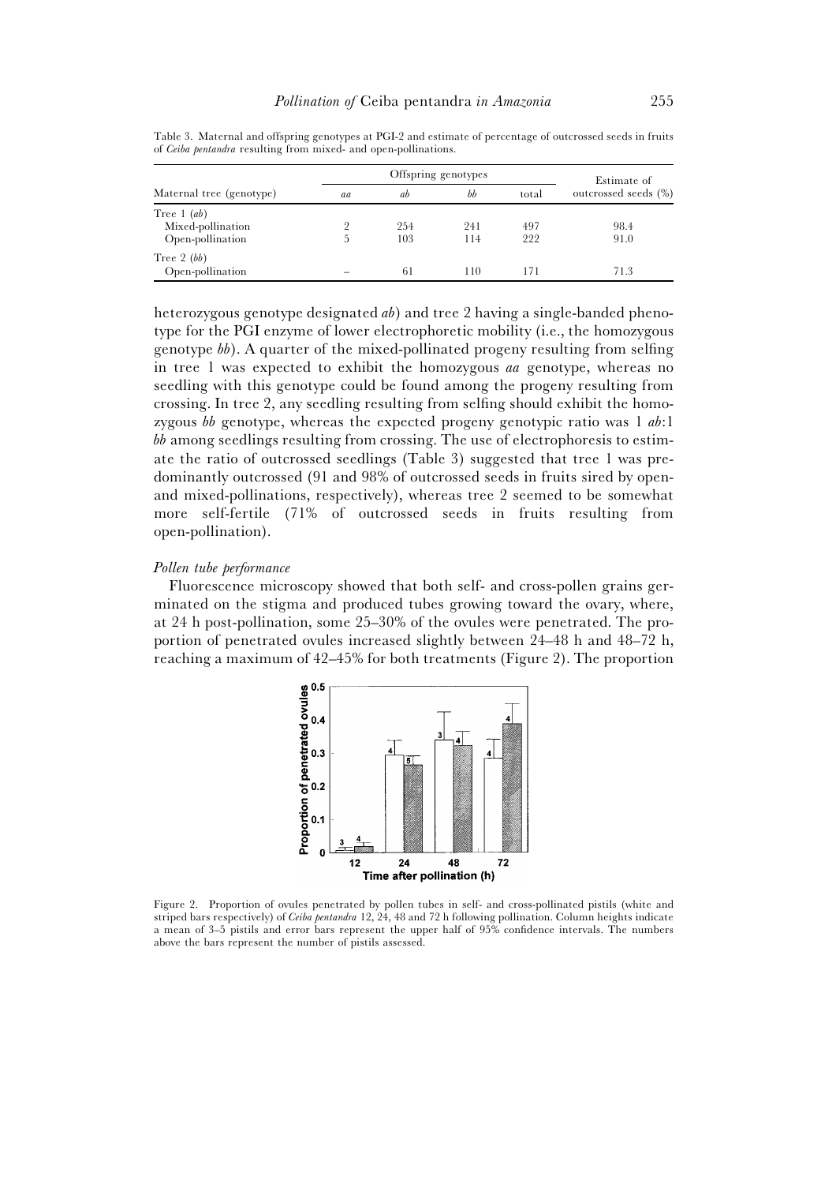Table 3. Maternal and offspring genotypes at PGI-2 and estimate of percentage of outcrossed seeds in fruits of *Ceiba pentandra* resulting from mixed- and open-pollinations.

| Maternal tree (genotype) | Offspring genotypes | | | | Estimate of outcrossed seeds (%) |
|---|---|---|---|---|---|
| | *aa* | *ab* | *bb* | total | |
| Tree 1 (*ab*) | | | | | |
| Mixed-pollination | 2 | 254 | 241 | 497 | 98.4 |
| Open-pollination | 5 | 103 | 114 | 222 | 91.0 |
| Tree 2 (*bb*) | | | | | |
| Open-pollination | – | 61 | 110 | 171 | 71.3 |

heterozygous genotype designated *ab*) and tree 2 having a single-banded phenotype for the PGI enzyme of lower electrophoretic mobility (i.e., the homozygous genotype *bb*). A quarter of the mixed-pollinated progeny resulting from selfing in tree 1 was expected to exhibit the homozygous *aa* genotype, whereas no seedling with this genotype could be found among the progeny resulting from crossing. In tree 2, any seedling resulting from selfing should exhibit the homozygous *bb* genotype, whereas the expected progeny genotypic ratio was 1 *ab*:1 *bb* among seedlings resulting from crossing. The use of electrophoresis to estimate the ratio of outcrossed seedlings (Table 3) suggested that tree 1 was predominantly outcrossed (91 and 98% of outcrossed seeds in fruits sired by open- and mixed-pollinations, respectively), whereas tree 2 seemed to be somewhat more self-fertile (71% of outcrossed seeds in fruits resulting from open-pollination).

### *Pollen tube performance*

Fluorescence microscopy showed that both self- and cross-pollen grains germinated on the stigma and produced tubes growing toward the ovary, where, at 24 h post-pollination, some 25–30% of the ovules were penetrated. The proportion of penetrated ovules increased slightly between 24–48 h and 48–72 h, reaching a maximum of 42–45% for both treatments (Figure 2). The proportion

Figure 2. Proportion of ovules penetrated by pollen tubes in self- and cross-pollinated pistils (white and striped bars respectively) of *Ceiba pentandra* 12, 24, 48 and 72 h following pollination. Column heights indicate a mean of 3–5 pistils and error bars represent the upper half of 95% confidence intervals. The numbers above the bars represent the number of pistils assessed.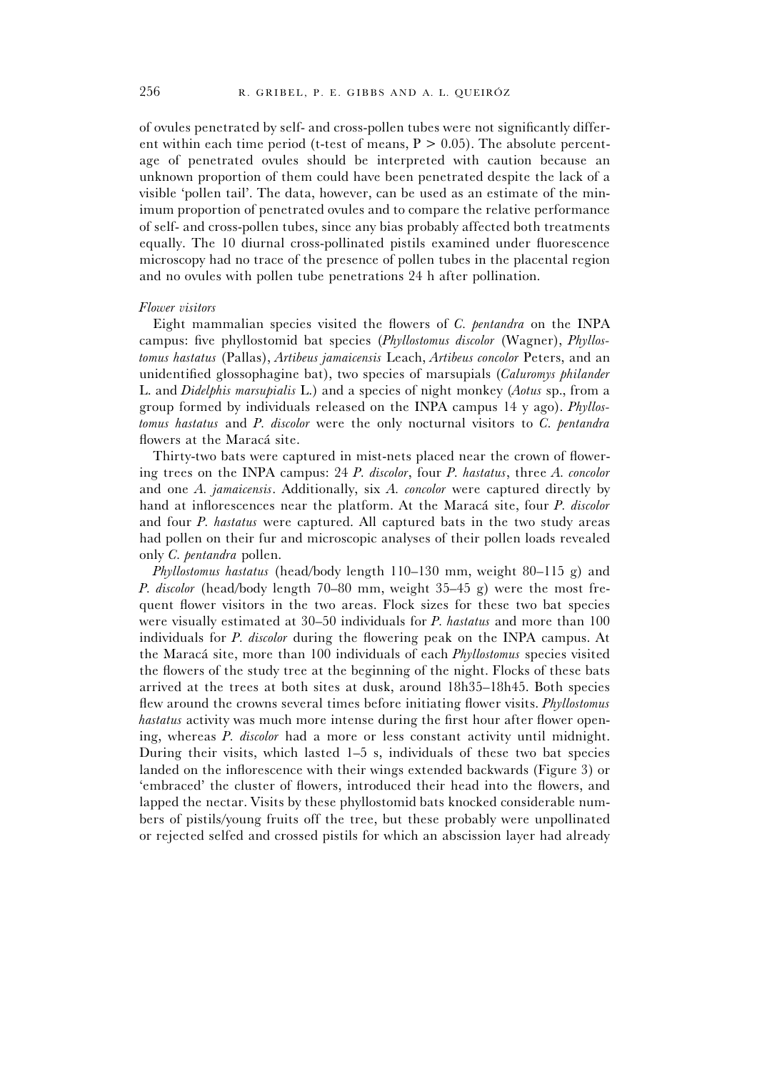of ovules penetrated by self- and cross-pollen tubes were not significantly different within each time period (t-test of means, $P > 0.05$). The absolute percentage of penetrated ovules should be interpreted with caution because an unknown proportion of them could have been penetrated despite the lack of a visible 'pollen tail'. The data, however, can be used as an estimate of the minimum proportion of penetrated ovules and to compare the relative performance of self- and cross-pollen tubes, since any bias probably affected both treatments equally. The 10 diurnal cross-pollinated pistils examined under fluorescence microscopy had no trace of the presence of pollen tubes in the placental region and no ovules with pollen tube penetrations 24 h after pollination.

### *Flower visitors*

Eight mammalian species visited the flowers of *C. pentandra* on the INPA campus: five phyllostomid bat species (*Phyllostomus discolor* (Wagner), *Phyllostomus hastatus* (Pallas), *Artibeus jamaicensis* Leach, *Artibeus concolor* Peters, and an unidentified glossophagine bat), two species of marsupials (*Caluromys philander* L. and *Didelphis marsupialis* L.) and a species of night monkey (*Aotus* sp., from a group formed by individuals released on the INPA campus 14 y ago). *Phyllostomus hastatus* and *P. discolor* were the only nocturnal visitors to *C. pentandra* flowers at the Maracá site.

Thirty-two bats were captured in mist-nets placed near the crown of flowering trees on the INPA campus: 24 *P. discolor*, four *P. hastatus*, three *A. concolor* and one *A. jamaicensis*. Additionally, six *A. concolor* were captured directly by hand at inflorescences near the platform. At the Maracá site, four *P. discolor* and four *P. hastatus* were captured. All captured bats in the two study areas had pollen on their fur and microscopic analyses of their pollen loads revealed only *C. pentandra* pollen.

*Phyllostomus hastatus* (head/body length 110–130 mm, weight 80–115 g) and *P. discolor* (head/body length 70–80 mm, weight 35–45 g) were the most frequent flower visitors in the two areas. Flock sizes for these two bat species were visually estimated at 30–50 individuals for *P. hastatus* and more than 100 individuals for *P. discolor* during the flowering peak on the INPA campus. At the Maracá site, more than 100 individuals of each *Phyllostomus* species visited the flowers of the study tree at the beginning of the night. Flocks of these bats arrived at the trees at both sites at dusk, around 18h35–18h45. Both species flew around the crowns several times before initiating flower visits. *Phyllostomus hastatus* activity was much more intense during the first hour after flower opening, whereas *P. discolor* had a more or less constant activity until midnight. During their visits, which lasted 1–5 s, individuals of these two bat species landed on the inflorescence with their wings extended backwards (Figure 3) or 'embraced' the cluster of flowers, introduced their head into the flowers, and lapped the nectar. Visits by these phyllostomid bats knocked considerable numbers of pistils/young fruits off the tree, but these probably were unpollinated or rejected selfed and crossed pistils for which an abscission layer had already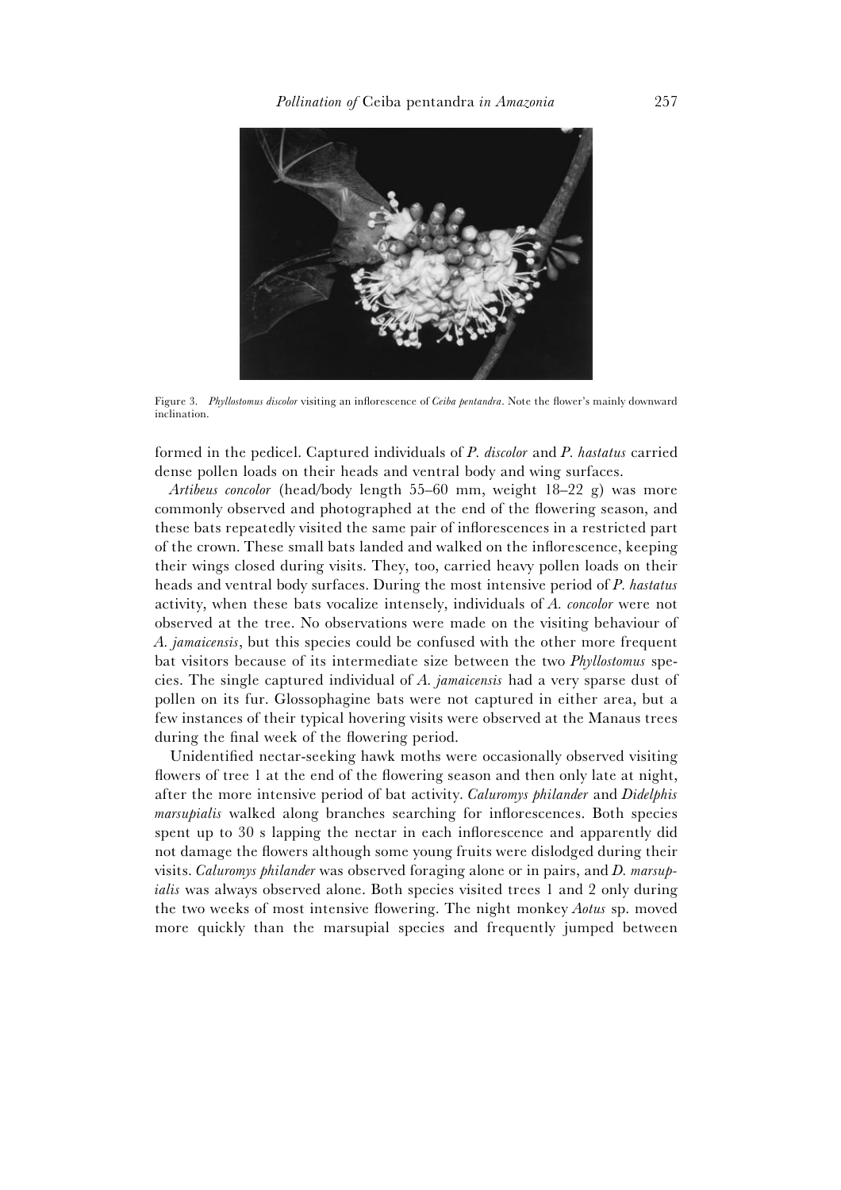Figure 3. *Phyllostomus discolor* visiting an inflorescence of *Ceiba pentandra*. Note the flower's mainly downward inclination.

formed in the pedicel. Captured individuals of *P. discolor* and *P. hastatus* carried dense pollen loads on their heads and ventral body and wing surfaces.

*Artibeus concolor* (head/body length 55–60 mm, weight 18–22 g) was more commonly observed and photographed at the end of the flowering season, and these bats repeatedly visited the same pair of inflorescences in a restricted part of the crown. These small bats landed and walked on the inflorescence, keeping their wings closed during visits. They, too, carried heavy pollen loads on their heads and ventral body surfaces. During the most intensive period of *P. hastatus* activity, when these bats vocalize intensely, individuals of *A. concolor* were not observed at the tree. No observations were made on the visiting behaviour of *A. jamaicensis*, but this species could be confused with the other more frequent bat visitors because of its intermediate size between the two *Phyllostomus* species. The single captured individual of *A. jamaicensis* had a very sparse dust of pollen on its fur. Glossophagine bats were not captured in either area, but a few instances of their typical hovering visits were observed at the Manaus trees during the final week of the flowering period.

Unidentified nectar-seeking hawk moths were occasionally observed visiting flowers of tree 1 at the end of the flowering season and then only late at night, after the more intensive period of bat activity. *Caluromys philander* and *Didelphis marsupialis* walked along branches searching for inflorescences. Both species spent up to 30 s lapping the nectar in each inflorescence and apparently did not damage the flowers although some young fruits were dislodged during their visits. *Caluromys philander* was observed foraging alone or in pairs, and *D. marsupialis* was always observed alone. Both species visited trees 1 and 2 only during the two weeks of most intensive flowering. The night monkey *Aotus* sp. moved more quickly than the marsupial species and frequently jumped between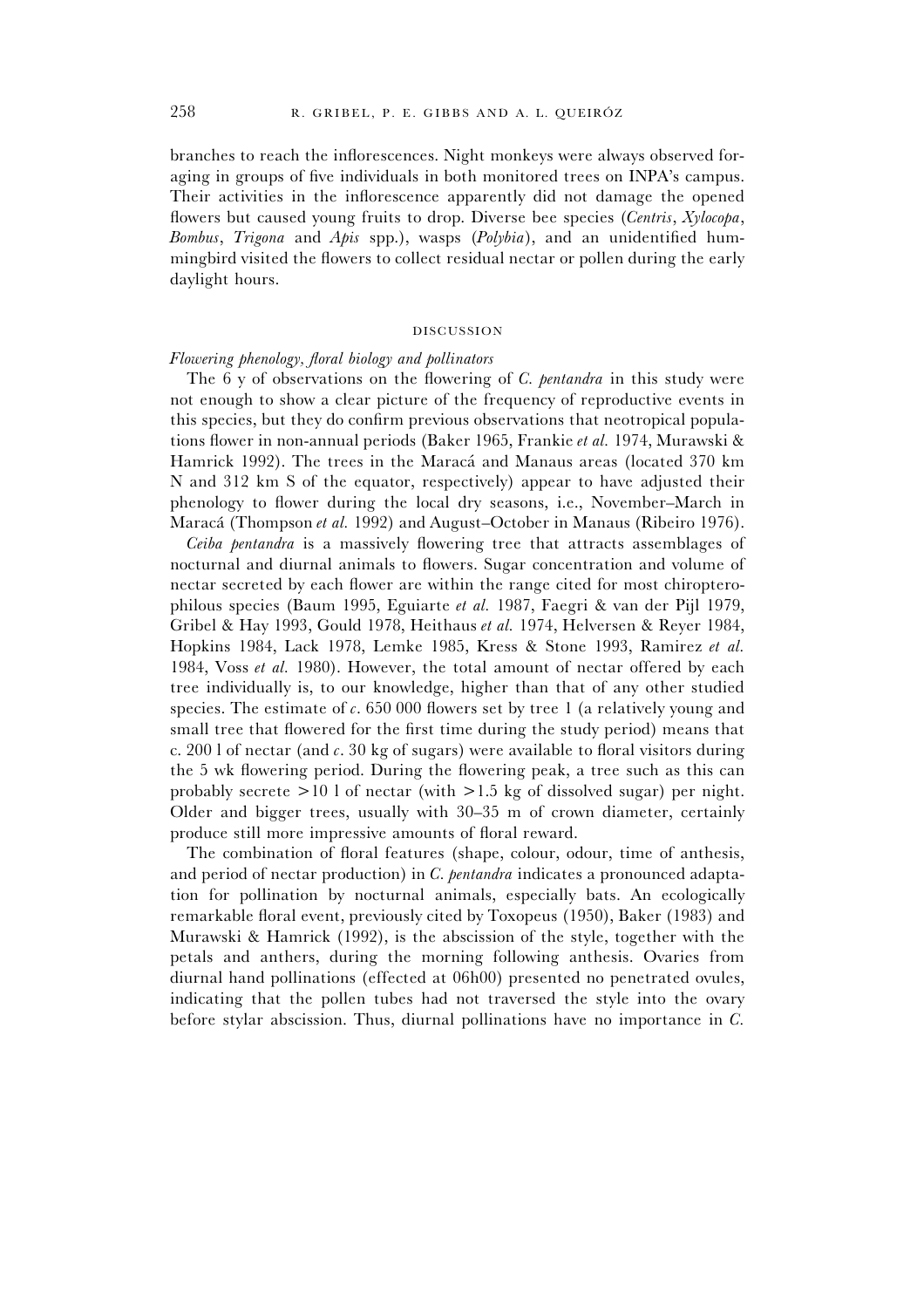branches to reach the inflorescences. Night monkeys were always observed foraging in groups of five individuals in both monitored trees on INPA's campus. Their activities in the inflorescence apparently did not damage the opened flowers but caused young fruits to drop. Diverse bee species (*Centris*, *Xylocopa*, *Bombus*, *Trigona* and *Apis* spp.), wasps (*Polybia*), and an unidentified hummingbird visited the flowers to collect residual nectar or pollen during the early daylight hours.

## DISCUSSION

### *Flowering phenology, floral biology and pollinators*

The 6 y of observations on the flowering of *C. pentandra* in this study were not enough to show a clear picture of the frequency of reproductive events in this species, but they do confirm previous observations that neotropical populations flower in non-annual periods (Baker 1965, Frankie *et al.* 1974, Murawski & Hamrick 1992). The trees in the Maracá and Manaus areas (located 370 km N and 312 km S of the equator, respectively) appear to have adjusted their phenology to flower during the local dry seasons, i.e., November–March in Maracá (Thompson *et al.* 1992) and August–October in Manaus (Ribeiro 1976).

*Ceiba pentandra* is a massively flowering tree that attracts assemblages of nocturnal and diurnal animals to flowers. Sugar concentration and volume of nectar secreted by each flower are within the range cited for most chiropterophilous species (Baum 1995, Eguiarte *et al.* 1987, Faegri & van der Pijl 1979, Gribel & Hay 1993, Gould 1978, Heithaus *et al.* 1974, Helversen & Reyer 1984, Hopkins 1984, Lack 1978, Lemke 1985, Kress & Stone 1993, Ramirez *et al.* 1984, Voss *et al.* 1980). However, the total amount of nectar offered by each tree individually is, to our knowledge, higher than that of any other studied species. The estimate of *c*. 650 000 flowers set by tree 1 (a relatively young and small tree that flowered for the first time during the study period) means that c. 200 l of nectar (and *c*. 30 kg of sugars) were available to floral visitors during the 5 wk flowering period. During the flowering peak, a tree such as this can probably secrete >10 l of nectar (with >1.5 kg of dissolved sugar) per night. Older and bigger trees, usually with 30–35 m of crown diameter, certainly produce still more impressive amounts of floral reward.

The combination of floral features (shape, colour, odour, time of anthesis, and period of nectar production) in *C. pentandra* indicates a pronounced adaptation for pollination by nocturnal animals, especially bats. An ecologically remarkable floral event, previously cited by Toxopeus (1950), Baker (1983) and Murawski & Hamrick (1992), is the abscission of the style, together with the petals and anthers, during the morning following anthesis. Ovaries from diurnal hand pollinations (effected at 06h00) presented no penetrated ovules, indicating that the pollen tubes had not traversed the style into the ovary before stylar abscission. Thus, diurnal pollinations have no importance in *C.*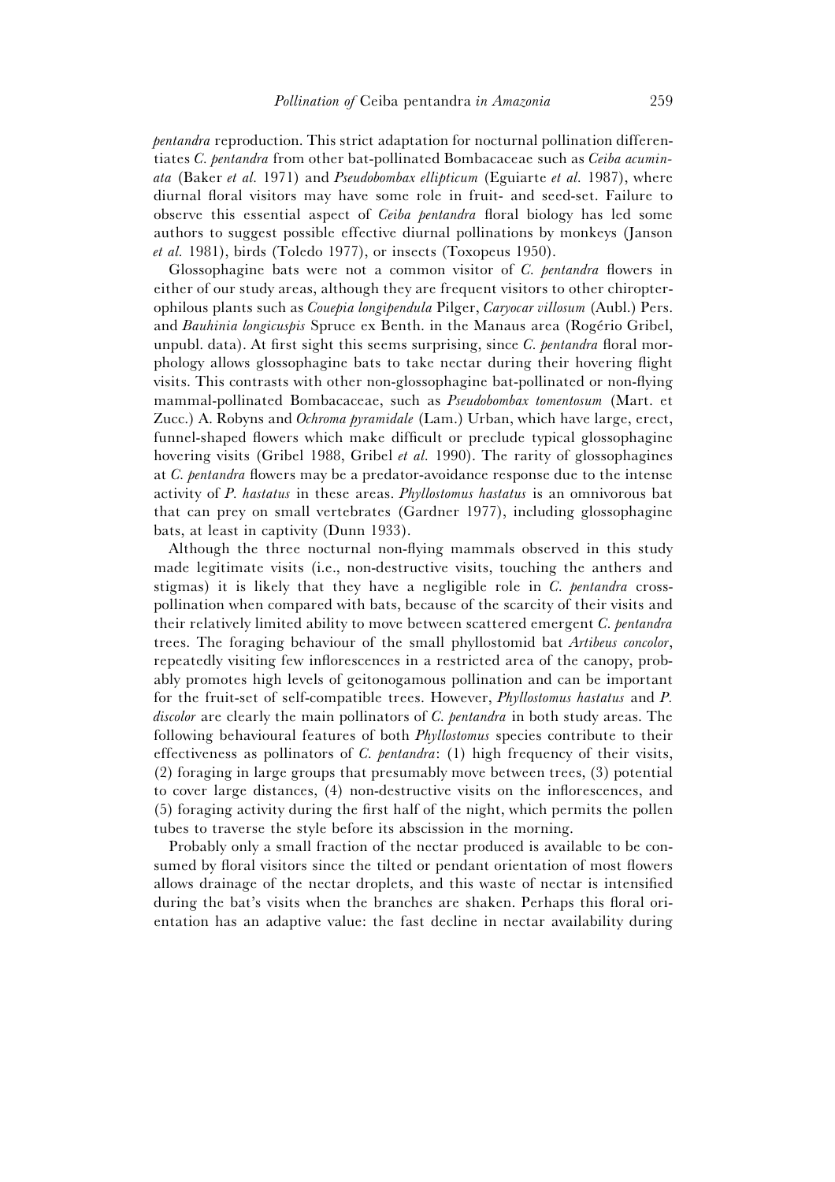*pentandra* reproduction. This strict adaptation for nocturnal pollination differentiates *C. pentandra* from other bat-pollinated Bombacaceae such as *Ceiba acuminata* (Baker *et al.* 1971) and *Pseudobombax ellipticum* (Eguiarte *et al.* 1987), where diurnal floral visitors may have some role in fruit- and seed-set. Failure to observe this essential aspect of *Ceiba pentandra* floral biology has led some authors to suggest possible effective diurnal pollinations by monkeys (Janson *et al.* 1981), birds (Toledo 1977), or insects (Toxopeus 1950).

Glossophagine bats were not a common visitor of *C. pentandra* flowers in either of our study areas, although they are frequent visitors to other chiropterophilous plants such as *Couepia longipendula* Pilger, *Caryocar villosum* (Aubl.) Pers. and *Bauhinia longicuspis* Spruce ex Benth. in the Manaus area (Rogério Gribel, unpubl. data). At first sight this seems surprising, since *C. pentandra* floral morphology allows glossophagine bats to take nectar during their hovering flight visits. This contrasts with other non-glossophagine bat-pollinated or non-flying mammal-pollinated Bombacaceae, such as *Pseudobombax tomentosum* (Mart. et Zucc.) A. Robyns and *Ochroma pyramidale* (Lam.) Urban, which have large, erect, funnel-shaped flowers which make difficult or preclude typical glossophagine hovering visits (Gribel 1988, Gribel *et al.* 1990). The rarity of glossophagines at *C. pentandra* flowers may be a predator-avoidance response due to the intense activity of *P. hastatus* in these areas. *Phyllostomus hastatus* is an omnivorous bat that can prey on small vertebrates (Gardner 1977), including glossophagine bats, at least in captivity (Dunn 1933).

Although the three nocturnal non-flying mammals observed in this study made legitimate visits (i.e., non-destructive visits, touching the anthers and stigmas) it is likely that they have a negligible role in *C. pentandra* cross-pollination when compared with bats, because of the scarcity of their visits and their relatively limited ability to move between scattered emergent *C. pentandra* trees. The foraging behaviour of the small phyllostomid bat *Artibeus concolor*, repeatedly visiting few inflorescences in a restricted area of the canopy, probably promotes high levels of geitonogamous pollination and can be important for the fruit-set of self-compatible trees. However, *Phyllostomus hastatus* and *P. discolor* are clearly the main pollinators of *C. pentandra* in both study areas. The following behavioural features of both *Phyllostomus* species contribute to their effectiveness as pollinators of *C. pentandra*: (1) high frequency of their visits, (2) foraging in large groups that presumably move between trees, (3) potential to cover large distances, (4) non-destructive visits on the inflorescences, and (5) foraging activity during the first half of the night, which permits the pollen tubes to traverse the style before its abscission in the morning.

Probably only a small fraction of the nectar produced is available to be consumed by floral visitors since the tilted or pendant orientation of most flowers allows drainage of the nectar droplets, and this waste of nectar is intensified during the bat's visits when the branches are shaken. Perhaps this floral orientation has an adaptive value: the fast decline in nectar availability during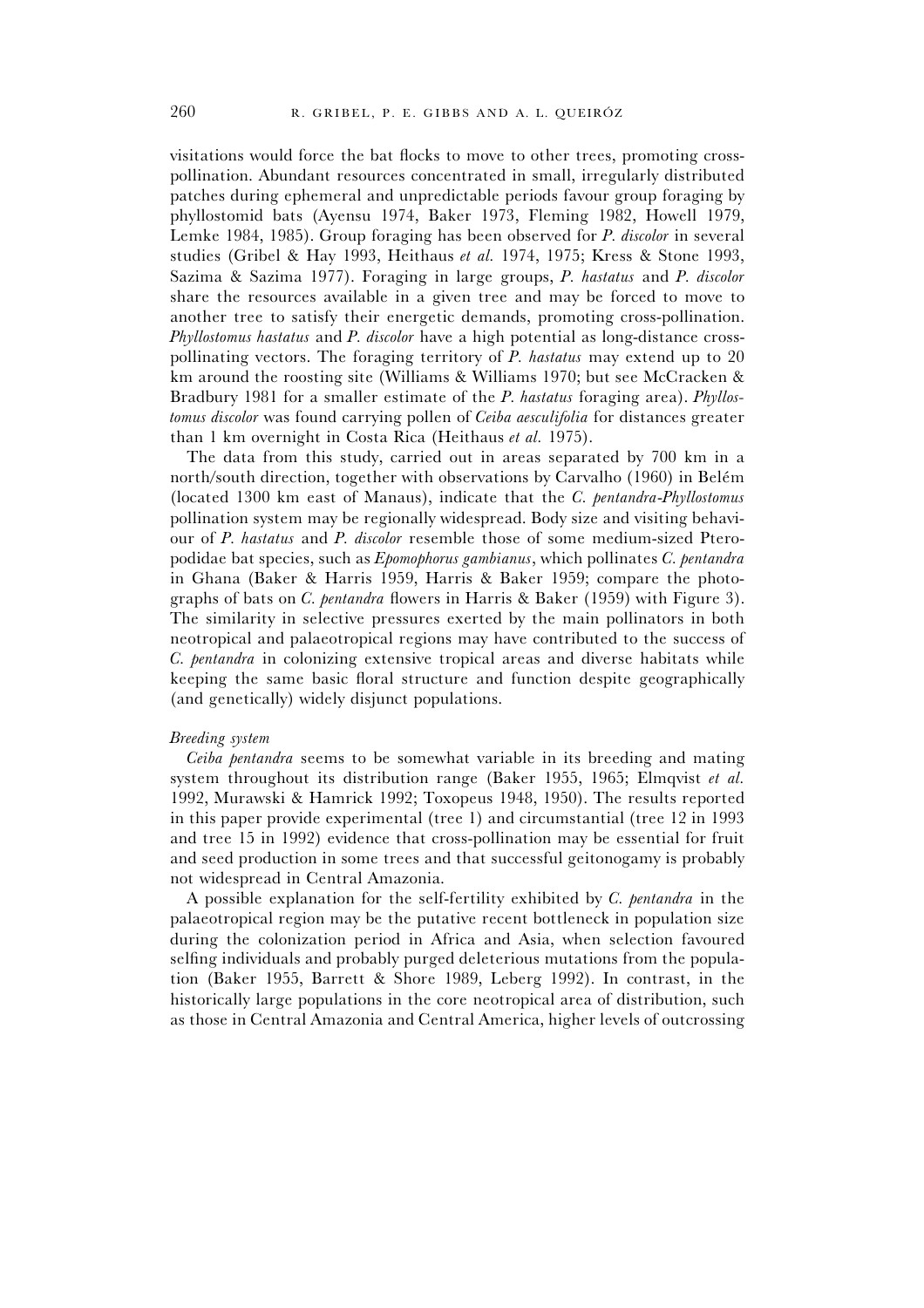visitations would force the bat flocks to move to other trees, promoting cross-pollination. Abundant resources concentrated in small, irregularly distributed patches during ephemeral and unpredictable periods favour group foraging by phyllostomid bats (Ayensu 1974, Baker 1973, Fleming 1982, Howell 1979, Lemke 1984, 1985). Group foraging has been observed for *P. discolor* in several studies (Gribel & Hay 1993, Heithaus *et al.* 1974, 1975; Kress & Stone 1993, Sazima & Sazima 1977). Foraging in large groups, *P. hastatus* and *P. discolor* share the resources available in a given tree and may be forced to move to another tree to satisfy their energetic demands, promoting cross-pollination. *Phyllostomus hastatus* and *P. discolor* have a high potential as long-distance cross-pollinating vectors. The foraging territory of *P. hastatus* may extend up to 20 km around the roosting site (Williams & Williams 1970; but see McCracken & Bradbury 1981 for a smaller estimate of the *P. hastatus* foraging area). *Phyllostomus discolor* was found carrying pollen of *Ceiba aesculifolia* for distances greater than 1 km overnight in Costa Rica (Heithaus *et al.* 1975).

The data from this study, carried out in areas separated by 700 km in a north/south direction, together with observations by Carvalho (1960) in Belém (located 1300 km east of Manaus), indicate that the *C. pentandra-Phyllostomus* pollination system may be regionally widespread. Body size and visiting behaviour of *P. hastatus* and *P. discolor* resemble those of some medium-sized Pteropodidae bat species, such as *Epomophorus gambianus*, which pollinates *C. pentandra* in Ghana (Baker & Harris 1959, Harris & Baker 1959; compare the photographs of bats on *C. pentandra* flowers in Harris & Baker (1959) with Figure 3). The similarity in selective pressures exerted by the main pollinators in both neotropical and palaeotropical regions may have contributed to the success of *C. pentandra* in colonizing extensive tropical areas and diverse habitats while keeping the same basic floral structure and function despite geographically (and genetically) widely disjunct populations.

*Breeding system*

*Ceiba pentandra* seems to be somewhat variable in its breeding and mating system throughout its distribution range (Baker 1955, 1965; Elmqvist *et al.* 1992, Murawski & Hamrick 1992; Toxopeus 1948, 1950). The results reported in this paper provide experimental (tree 1) and circumstantial (tree 12 in 1993 and tree 15 in 1992) evidence that cross-pollination may be essential for fruit and seed production in some trees and that successful geitonogamy is probably not widespread in Central Amazonia.

A possible explanation for the self-fertility exhibited by *C. pentandra* in the palaeotropical region may be the putative recent bottleneck in population size during the colonization period in Africa and Asia, when selection favoured selfing individuals and probably purged deleterious mutations from the population (Baker 1955, Barrett & Shore 1989, Leberg 1992). In contrast, in the historically large populations in the core neotropical area of distribution, such as those in Central Amazonia and Central America, higher levels of outcrossing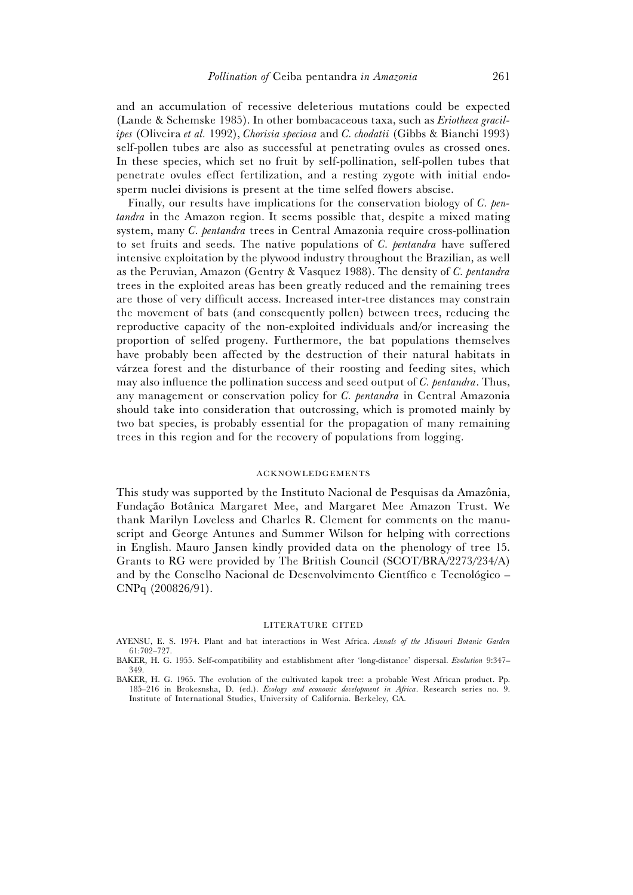and an accumulation of recessive deleterious mutations could be expected (Lande & Schemske 1985). In other bombacaceous taxa, such as *Eriotheca gracilipes* (Oliveira *et al.* 1992), *Chorisia speciosa* and *C. chodatii* (Gibbs & Bianchi 1993) self-pollen tubes are also as successful at penetrating ovules as crossed ones. In these species, which set no fruit by self-pollination, self-pollen tubes that penetrate ovules effect fertilization, and a resting zygote with initial endosperm nuclei divisions is present at the time selfed flowers abscise.

Finally, our results have implications for the conservation biology of *C. pentandra* in the Amazon region. It seems possible that, despite a mixed mating system, many *C. pentandra* trees in Central Amazonia require cross-pollination to set fruits and seeds. The native populations of *C. pentandra* have suffered intensive exploitation by the plywood industry throughout the Brazilian, as well as the Peruvian, Amazon (Gentry & Vasquez 1988). The density of *C. pentandra* trees in the exploited areas has been greatly reduced and the remaining trees are those of very difficult access. Increased inter-tree distances may constrain the movement of bats (and consequently pollen) between trees, reducing the reproductive capacity of the non-exploited individuals and/or increasing the proportion of selfed progeny. Furthermore, the bat populations themselves have probably been affected by the destruction of their natural habitats in várzea forest and the disturbance of their roosting and feeding sites, which may also influence the pollination success and seed output of *C. pentandra*. Thus, any management or conservation policy for *C. pentandra* in Central Amazonia should take into consideration that outcrossing, which is promoted mainly by two bat species, is probably essential for the propagation of many remaining trees in this region and for the recovery of populations from logging.

## ACKNOWLEDGEMENTS

This study was supported by the Instituto Nacional de Pesquisas da Amazônia, Fundação Botânica Margaret Mee, and Margaret Mee Amazon Trust. We thank Marilyn Loveless and Charles R. Clement for comments on the manuscript and George Antunes and Summer Wilson for helping with corrections in English. Mauro Jansen kindly provided data on the phenology of tree 15. Grants to RG were provided by The British Council (SCOT/BRA/2273/234/A) and by the Conselho Nacional de Desenvolvimento Científico e Tecnológico – CNPq (200826/91).

## LITERATURE CITED

AYENSU, E. S. 1974. Plant and bat interactions in West Africa. *Annals of the Missouri Botanic Garden* 61:702–727.

BAKER, H. G. 1955. Self-compatibility and establishment after 'long-distance' dispersal. *Evolution* 9:347–349.

BAKER, H. G. 1965. The evolution of the cultivated kapok tree: a probable West African product. Pp. 185–216 in Brokesnsha, D. (ed.). *Ecology and economic development in Africa*. Research series no. 9. Institute of International Studies, University of California. Berkeley, CA.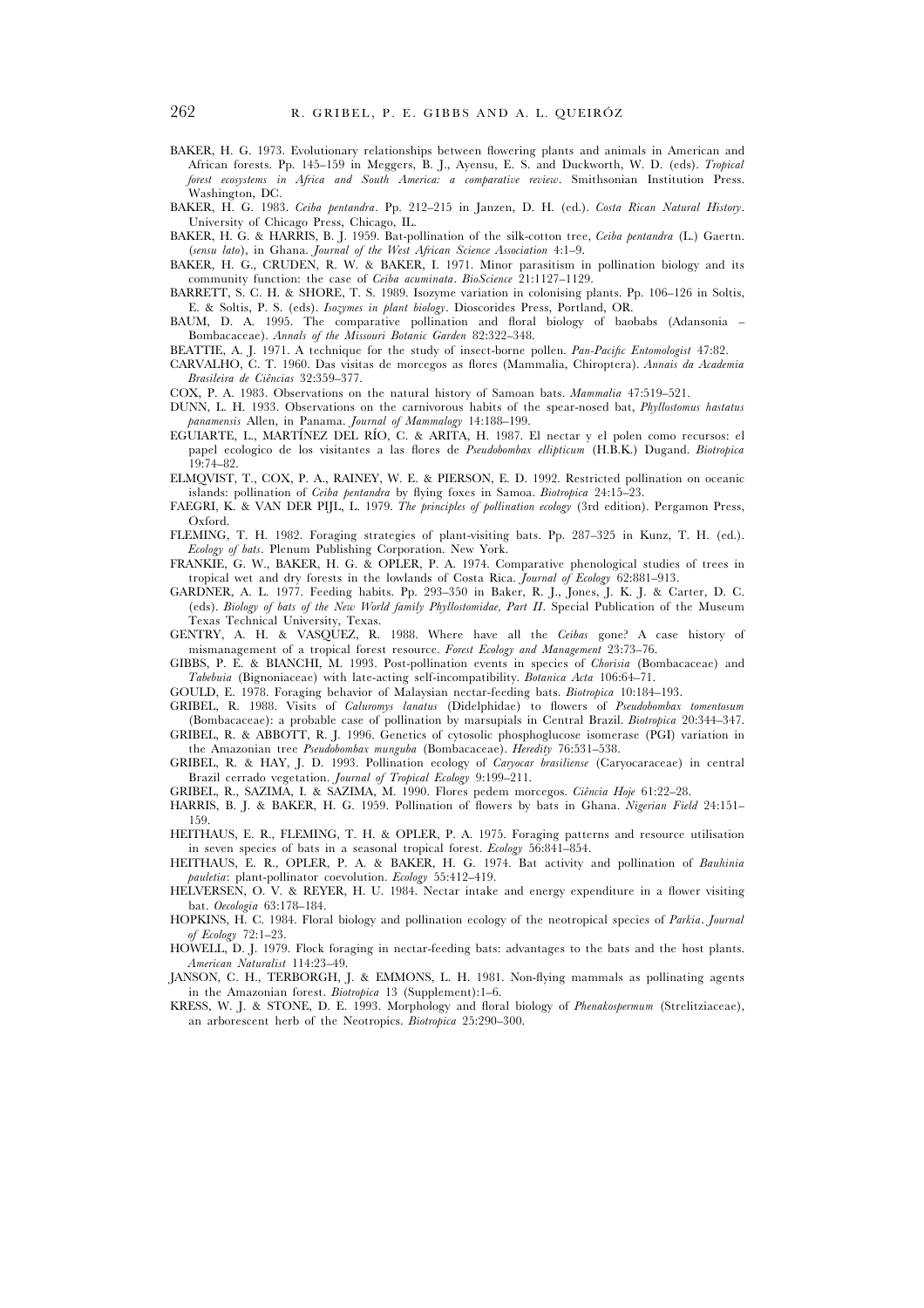BAKER, H. G. 1973. Evolutionary relationships between flowering plants and animals in American and African forests. Pp. 145–159 in Meggers, B. J., Ayensu, E. S. and Duckworth, W. D. (eds). *Tropical forest ecosystems in Africa and South America: a comparative review*. Smithsonian Institution Press. Washington, DC.

BAKER, H. G. 1983. *Ceiba pentandra*. Pp. 212–215 in Janzen, D. H. (ed.). *Costa Rican Natural History*. University of Chicago Press, Chicago, IL.

BAKER, H. G. & HARRIS, B. J. 1959. Bat-pollination of the silk-cotton tree, *Ceiba pentandra* (L.) Gaertn. (*sensu lato*), in Ghana. *Journal of the West African Science Association* 4:1–9.

BAKER, H. G., CRUDEN, R. W. & BAKER, I. 1971. Minor parasitism in pollination biology and its community function: the case of *Ceiba acuminata*. *BioScience* 21:1127–1129.

BARRETT, S. C. H. & SHORE, T. S. 1989. Isozyme variation in colonising plants. Pp. 106–126 in Soltis, E. & Soltis, P. S. (eds). *Isozymes in plant biology*. Dioscorides Press, Portland, OR.

BAUM, D. A. 1995. The comparative pollination and floral biology of baobabs (Adansonia – Bombacaceae). *Annals of the Missouri Botanic Garden* 82:322–348.

BEATTIE, A. J. 1971. A technique for the study of insect-borne pollen. *Pan-Pacific Entomologist* 47:82.

CARVALHO, C. T. 1960. Das visitas de morcegos as flores (Mammalia, Chiroptera). *Annais da Academia Brasileira de Ciências* 32:359–377.

COX, P. A. 1983. Observations on the natural history of Samoan bats. *Mammalia* 47:519–521.

DUNN, L. H. 1933. Observations on the carnivorous habits of the spear-nosed bat, *Phyllostomus hastatus panamensis* Allen, in Panama. *Journal of Mammalogy* 14:188–199.

EGUIARTE, L., MARTÍNEZ DEL RÍO, C. & ARITA, H. 1987. El nectar y el polen como recursos: el papel ecologico de los visitantes a las flores de *Pseudobombax ellipticum* (H.B.K.) Dugand. *Biotropica* 19:74–82.

ELMQVIST, T., COX, P. A., RAINEY, W. E. & PIERSON, E. D. 1992. Restricted pollination on oceanic islands: pollination of *Ceiba pentandra* by flying foxes in Samoa. *Biotropica* 24:15–23.

FAEGRI, K. & VAN DER PIJL, L. 1979. *The principles of pollination ecology* (3rd edition). Pergamon Press, Oxford.

FLEMING, T. H. 1982. Foraging strategies of plant-visiting bats. Pp. 287–325 in Kunz, T. H. (ed.). *Ecology of bats*. Plenum Publishing Corporation. New York.

FRANKIE, G. W., BAKER, H. G. & OPLER, P. A. 1974. Comparative phenological studies of trees in tropical wet and dry forests in the lowlands of Costa Rica. *Journal of Ecology* 62:881–913.

GARDNER, A. L. 1977. Feeding habits. Pp. 293–350 in Baker, R. J., Jones, J. K. J. & Carter, D. C. (eds). *Biology of bats of the New World family Phyllostomidae, Part II*. Special Publication of the Museum Texas Technical University, Texas.

GENTRY, A. H. & VASQUEZ, R. 1988. Where have all the *Ceibas* gone? A case history of mismanagement of a tropical forest resource. *Forest Ecology and Management* 23:73–76.

GIBBS, P. E. & BIANCHI, M. 1993. Post-pollination events in species of *Chorisia* (Bombacaceae) and *Tabebuia* (Bignoniaceae) with late-acting self-incompatibility. *Botanica Acta* 106:64–71.

GOULD, E. 1978. Foraging behavior of Malaysian nectar-feeding bats. *Biotropica* 10:184–193.

GRIBEL, R. 1988. Visits of *Caluromys lanatus* (Didelphidae) to flowers of *Pseudobombax tomentosum* (Bombacaceae): a probable case of pollination by marsupials in Central Brazil. *Biotropica* 20:344–347.

GRIBEL, R. & ABBOTT, R. J. 1996. Genetics of cytosolic phosphoglucose isomerase (PGI) variation in the Amazonian tree *Pseudobombax munguba* (Bombacaceae). *Heredity* 76:531–538.

GRIBEL, R. & HAY, J. D. 1993. Pollination ecology of *Caryocar brasiliense* (Caryocaraceae) in central Brazil cerrado vegetation. *Journal of Tropical Ecology* 9:199–211.

GRIBEL, R., SAZIMA, I. & SAZIMA, M. 1990. Flores pedem morcegos. *Ciência Hoje* 61:22–28.

HARRIS, B. J. & BAKER, H. G. 1959. Pollination of flowers by bats in Ghana. *Nigerian Field* 24:151–159.

HEITHAUS, E. R., FLEMING, T. H. & OPLER, P. A. 1975. Foraging patterns and resource utilisation in seven species of bats in a seasonal tropical forest. *Ecology* 56:841–854.

HEITHAUS, E. R., OPLER, P. A. & BAKER, H. G. 1974. Bat activity and pollination of *Bauhinia pauletia*: plant-pollinator coevolution. *Ecology* 55:412–419.

HELVERSEN, O. V. & REYER, H. U. 1984. Nectar intake and energy expenditure in a flower visiting bat. *Oecologia* 63:178–184.

HOPKINS, H. C. 1984. Floral biology and pollination ecology of the neotropical species of *Parkia*. *Journal of Ecology* 72:1–23.

HOWELL, D. J. 1979. Flock foraging in nectar-feeding bats: advantages to the bats and the host plants. *American Naturalist* 114:23–49.

JANSON, C. H., TERBORGH, J. & EMMONS, L. H. 1981. Non-flying mammals as pollinating agents in the Amazonian forest. *Biotropica* 13 (Supplement):1–6.

KRESS, W. J. & STONE, D. E. 1993. Morphology and floral biology of *Phenakospermum* (Strelitziaceae), an arborescent herb of the Neotropics. *Biotropica* 25:290–300.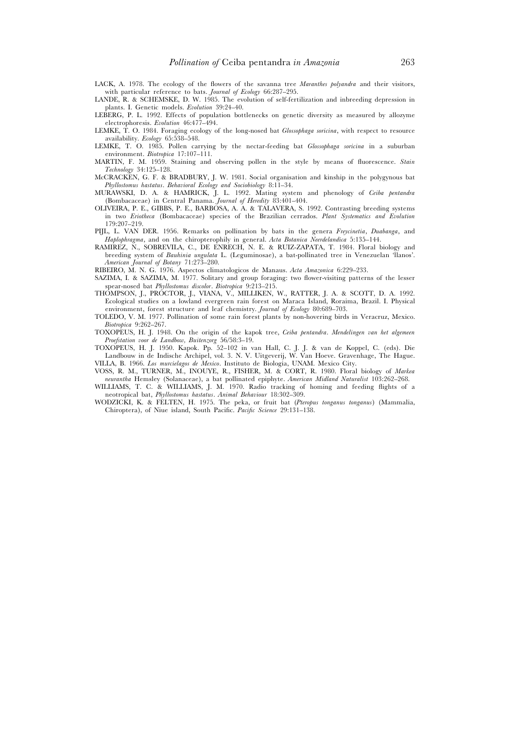LACK, A. 1978. The ecology of the flowers of the savanna tree *Maranthes polyandra* and their visitors, with particular reference to bats. *Journal of Ecology* 66:287–295.

LANDE, R. & SCHEMSKE, D. W. 1985. The evolution of self-fertilization and inbreeding depression in plants. I. Genetic models. *Evolution* 39:24–40.

LEBERG, P. L. 1992. Effects of population bottlenecks on genetic diversity as measured by allozyme electrophoresis. *Evolution* 46:477–494.

LEMKE, T. O. 1984. Foraging ecology of the long-nosed bat *Glossophaga soricina*, with respect to resource availability. *Ecology* 65:538–548.

LEMKE, T. O. 1985. Pollen carrying by the nectar-feeding bat *Glossophaga soricina* in a suburban environment. *Biotropica* 17:107–111.

MARTIN, F. M. 1959. Staining and observing pollen in the style by means of fluorescence. *Stain Technology* 34:125–128.

McCRACKEN, G. F. & BRADBURY, J. W. 1981. Social organisation and kinship in the polygynous bat *Phyllostomus hastatus*. *Behavioral Ecology and Sociobiology* 8:11–34.

MURAWSKI, D. A. & HAMRICK, J. L. 1992. Mating system and phenology of *Ceiba pentandra* (Bombacaceae) in Central Panama. *Journal of Heredity* 83:401–404.

OLIVEIRA, P. E., GIBBS, P. E., BARBOSA, A. A. & TALAVERA, S. 1992. Contrasting breeding systems in two *Eriotheca* (Bombacaceae) species of the Brazilian cerrados. *Plant Systematics and Evolution* 179:207–219.

PIJL, L. VAN DER. 1956. Remarks on pollination by bats in the genera *Freycinetia*, *Duabanga*, and *Haplophragma*, and on the chiropterophily in general. *Acta Botanica Neerdelandica* 5:135–144.

RAMIREZ, N., SOBREVILA, C., DE ENRECH, N. E. & RUIZ-ZAPATA, T. 1984. Floral biology and breeding system of *Bauhinia ungulata* L. (Leguminosae), a bat-pollinated tree in Venezuelan 'llanos'. *American Journal of Botany* 71:273–280.

RIBEIRO, M. N. G. 1976. Aspectos climatologicos de Manaus. *Acta Amazonica* 6:229–233.

SAZIMA, I. & SAZIMA, M. 1977. Solitary and group foraging: two flower-visiting patterns of the lesser spear-nosed bat *Phyllostomus discolor*. *Biotropica* 9:213–215.

THOMPSON, J., PROCTOR, J., VIANA, V., MILLIKEN, W., RATTER, J. A. & SCOTT, D. A. 1992. Ecological studies on a lowland evergreen rain forest on Maraca Island, Roraima, Brazil. I. Physical environment, forest structure and leaf chemistry. *Journal of Ecology* 80:689–703.

TOLEDO, V. M. 1977. Pollination of some rain forest plants by non-hovering birds in Veracruz, Mexico. *Biotropica* 9:262–267.

TOXOPEUS, H. J. 1948. On the origin of the kapok tree, *Ceiba pentandra*. *Mendelingen van het algemeen Proefstation voor de Landbow, Buitenzorg* 56/58:3–19.

TOXOPEUS, H. J. 1950. Kapok. Pp. 52–102 in van Hall, C. J. J. & van de Koppel, C. (eds). Die Landbouw in de Indische Archipel, vol. 3. N. V. Uitgeverij, W. Van Hoeve. Gravenhage, The Hague.

VILLA, B. 1966. *Los murcielagos de Mexico*. Instituto de Biologia, UNAM. Mexico City.

VOSS, R. M., TURNER, M., INOUYE, R., FISHER, M. & CORT, R. 1980. Floral biology of *Markea neurantha* Hemsley (Solanaceae), a bat pollinated epiphyte. *American Midland Naturalist* 103:262–268.

WILLIAMS, T. C. & WILLIAMS, J. M. 1970. Radio tracking of homing and feeding flights of a neotropical bat, *Phyllostomus hastatus*. *Animal Behaviour* 18:302–309.

WODZICKI, K. & FELTEN, H. 1975. The peka, or fruit bat (*Pteropus tonganus tonganus*) (Mammalia, Chiroptera), of Niue island, South Pacific. *Pacific Science* 29:131–138.